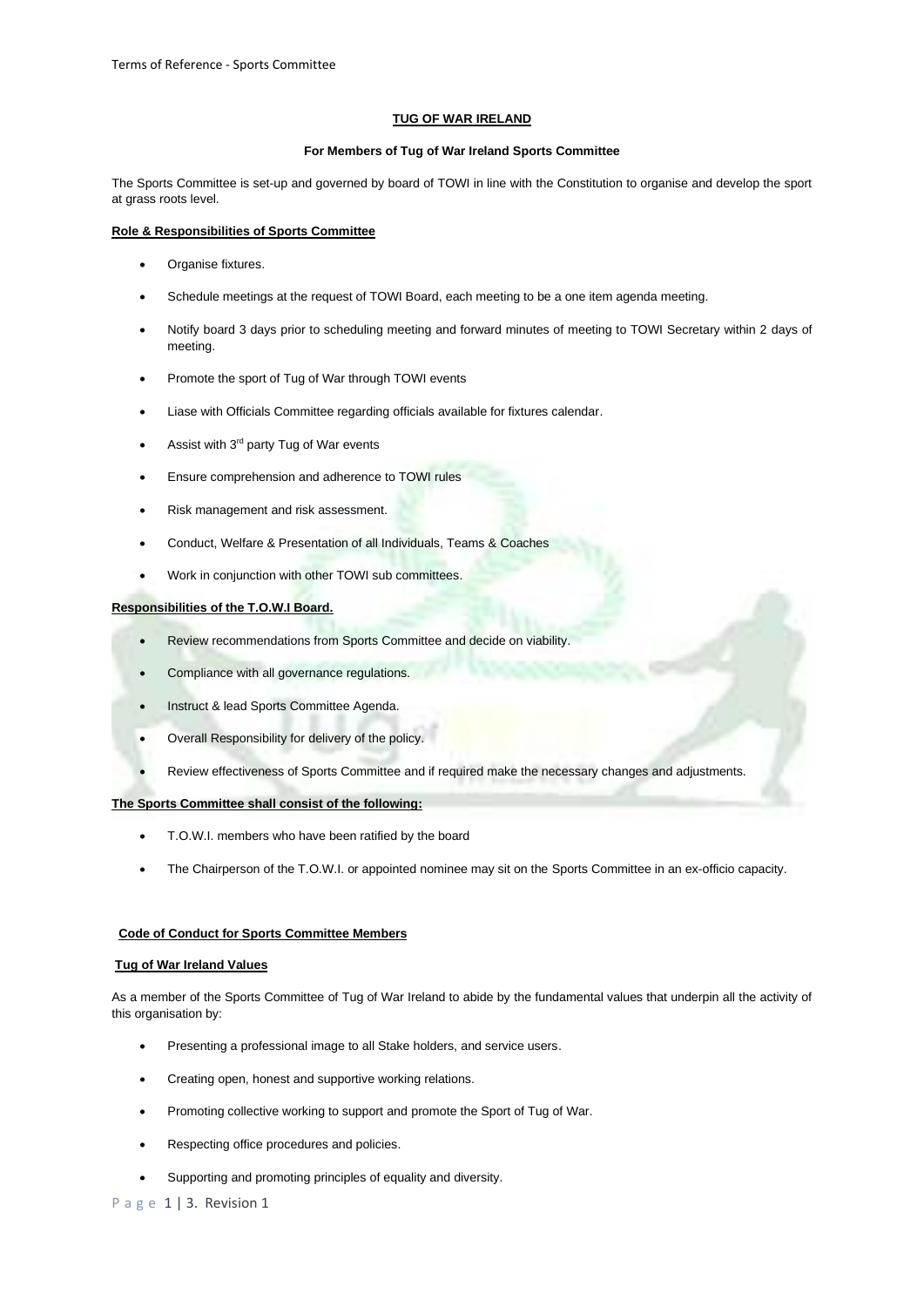# TUG OF WAR IRELAND

## For Members of Tug of War Ireland Sports Committee

The Sports Committee is set-up and governed by board of TOWI in line with the Constitution to organise and develop the sport at grass roots level.

### Role & Responsibilities of Sports Committee

- Organise fixtures.
- Schedule meetings at the request of TOWI Board, each meeting to be a one item agenda meeting.
- Notify board 3 days prior to scheduling meeting and forward minutes of meeting to TOWI Secretary within 2 days of meeting.
- Promote the sport of Tug of War through TOWI events
- Liase with Officials Committee regarding officials available for fixtures calendar.
- Assist with 3rd party Tug of War events
- Ensure comprehension and adherence to TOWI rules
- Risk management and risk assessment.
- Conduct, Welfare & Presentation of all Individuals, Teams & Coaches
- Work in conjunction with other TOWI sub committees.

### Responsibilities of the T.O.W.I Board.

- Review recommendations from Sports Committee and decide on viability.
- Compliance with all governance regulations.
- Instruct & lead Sports Committee Agenda.
- Overall Responsibility for delivery of the policy.
- Review effectiveness of Sports Committee and if required make the necessary changes and adjustments.

### The Sports Committee shall consist of the following:

- T.O.W.I. members who have been ratified by the board
- The Chairperson of the T.O.W.I. or appointed nominee may sit on the Sports Committee in an ex-officio capacity.

### Code of Conduct for Sports Committee Members

### Tug of War Ireland Values

As a member of the Sports Committee of Tug of War Ireland to abide by the fundamental values that underpin all the activity of this organisation by:

- Presenting a professional image to all Stake holders, and service users.
- Creating open, honest and supportive working relations.
- Promoting collective working to support and promote the Sport of Tug of War.
- Respecting office procedures and policies.
- Supporting and promoting principles of equality and diversity.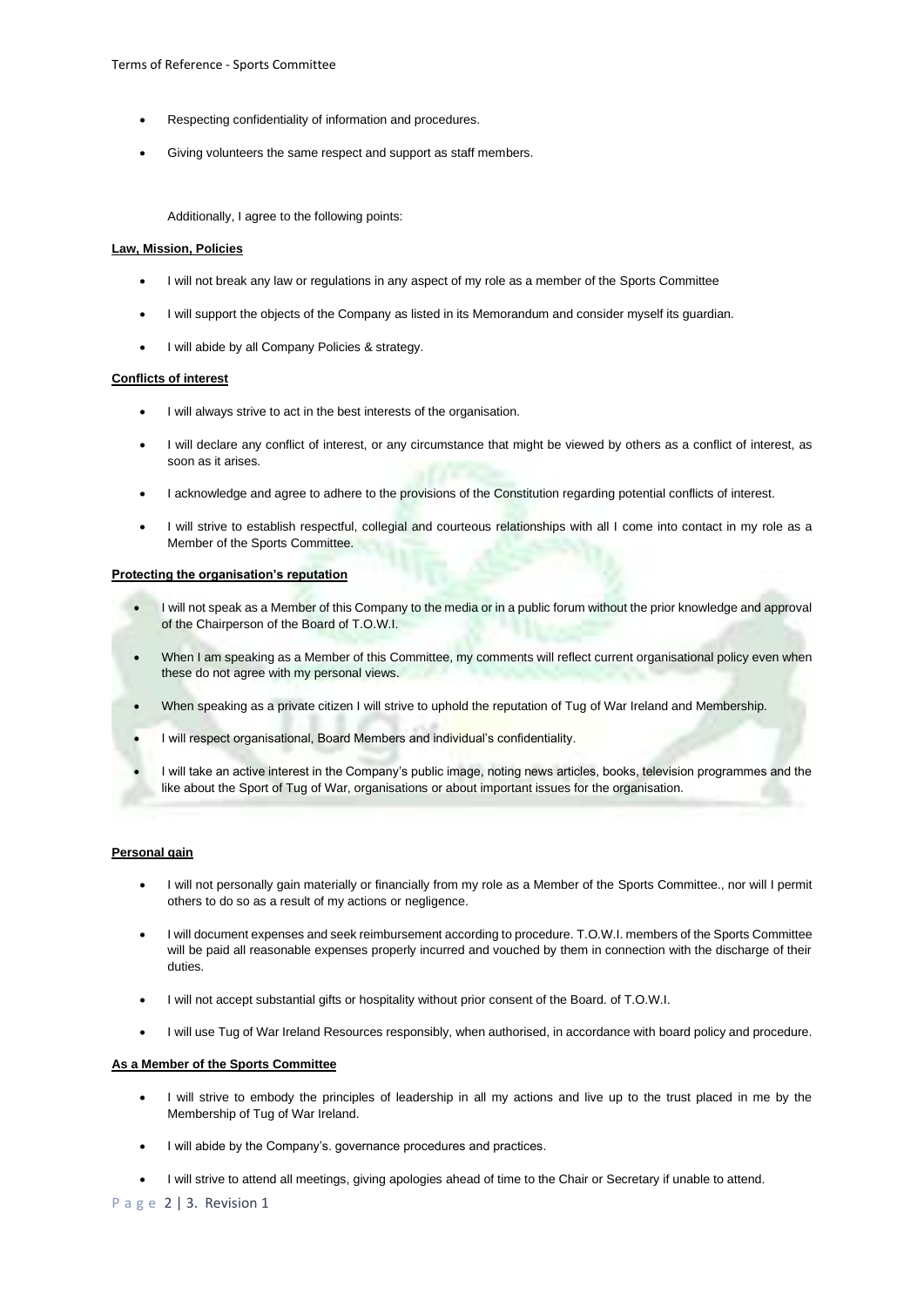- Respecting confidentiality of information and procedures.
- Giving volunteers the same respect and support as staff members.

Additionally, I agree to the following points:

**Law, Mission, Policies**

- I will not break any law or regulations in any aspect of my role as a member of the Sports Committee
- I will support the objects of the Company as listed in its Memorandum and consider myself its guardian.
- I will abide by all Company Policies & strategy.

**Conflicts of interest**

- I will always strive to act in the best interests of the organisation.
- I will declare any conflict of interest, or any circumstance that might be viewed by others as a conflict of interest, as soon as it arises.
- I acknowledge and agree to adhere to the provisions of the Constitution regarding potential conflicts of interest.
- I will strive to establish respectful, collegial and courteous relationships with all I come into contact in my role as a Member of the Sports Committee.

**Protecting the organisation's reputation**

- I will not speak as a Member of this Company to the media or in a public forum without the prior knowledge and approval of the Chairperson of the Board of T.O.W.I.
- When I am speaking as a Member of this Committee, my comments will reflect current organisational policy even when these do not agree with my personal views.
- When speaking as a private citizen I will strive to uphold the reputation of Tug of War Ireland and Membership.
- I will respect organisational, Board Members and individual's confidentiality.
- I will take an active interest in the Company's public image, noting news articles, books, television programmes and the like about the Sport of Tug of War, organisations or about important issues for the organisation.

**Personal gain**

- I will not personally gain materially or financially from my role as a Member of the Sports Committee., nor will I permit others to do so as a result of my actions or negligence.
- I will document expenses and seek reimbursement according to procedure. T.O.W.I. members of the Sports Committee will be paid all reasonable expenses properly incurred and vouched by them in connection with the discharge of their duties.
- I will not accept substantial gifts or hospitality without prior consent of the Board. of T.O.W.I.
- I will use Tug of War Ireland Resources responsibly, when authorised, in accordance with board policy and procedure.

**As a Member of the Sports Committee**

- I will strive to embody the principles of leadership in all my actions and live up to the trust placed in me by the Membership of Tug of War Ireland.
- I will abide by the Company's. governance procedures and practices.
- I will strive to attend all meetings, giving apologies ahead of time to the Chair or Secretary if unable to attend.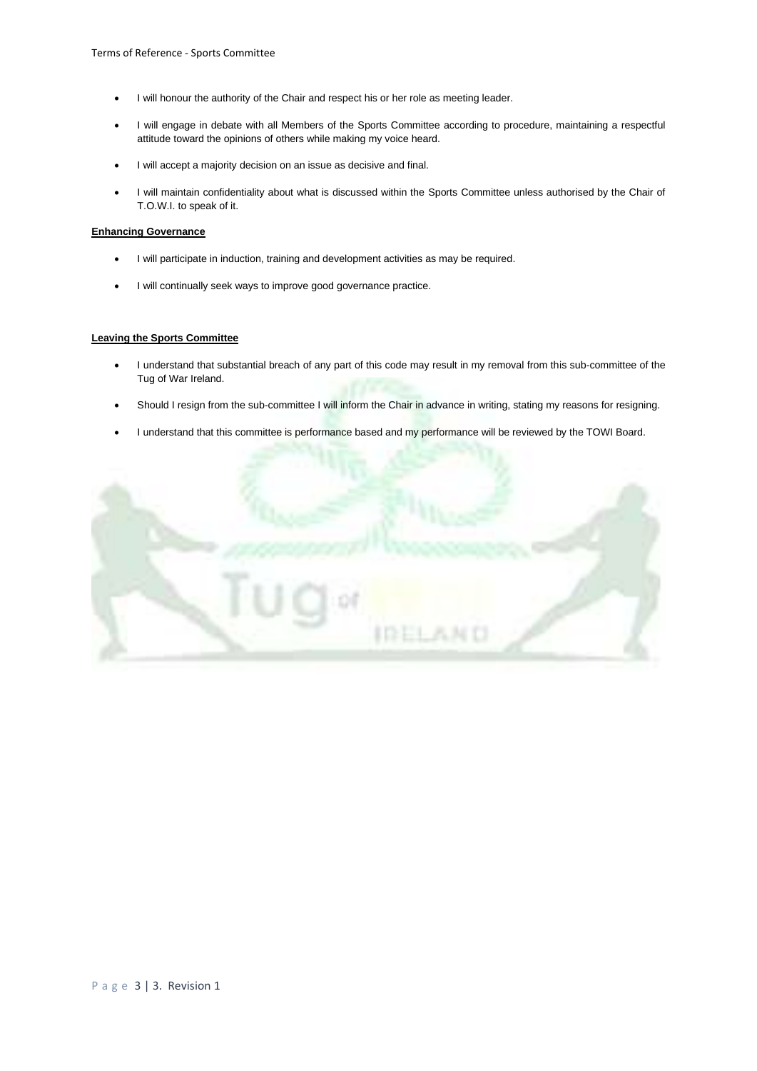- I will honour the authority of the Chair and respect his or her role as meeting leader.

- I will engage in debate with all Members of the Sports Committee according to procedure, maintaining a respectful attitude toward the opinions of others while making my voice heard.

- I will accept a majority decision on an issue as decisive and final.

- I will maintain confidentiality about what is discussed within the Sports Committee unless authorised by the Chair of T.O.W.I. to speak of it.

**Enhancing Governance**

- I will participate in induction, training and development activities as may be required.

- I will continually seek ways to improve good governance practice.

**Leaving the Sports Committee**

- I understand that substantial breach of any part of this code may result in my removal from this sub-committee of the Tug of War Ireland.

- Should I resign from the sub-committee I will inform the Chair in advance in writing, stating my reasons for resigning.

- I understand that this committee is performance based and my performance will be reviewed by the TOWI Board.